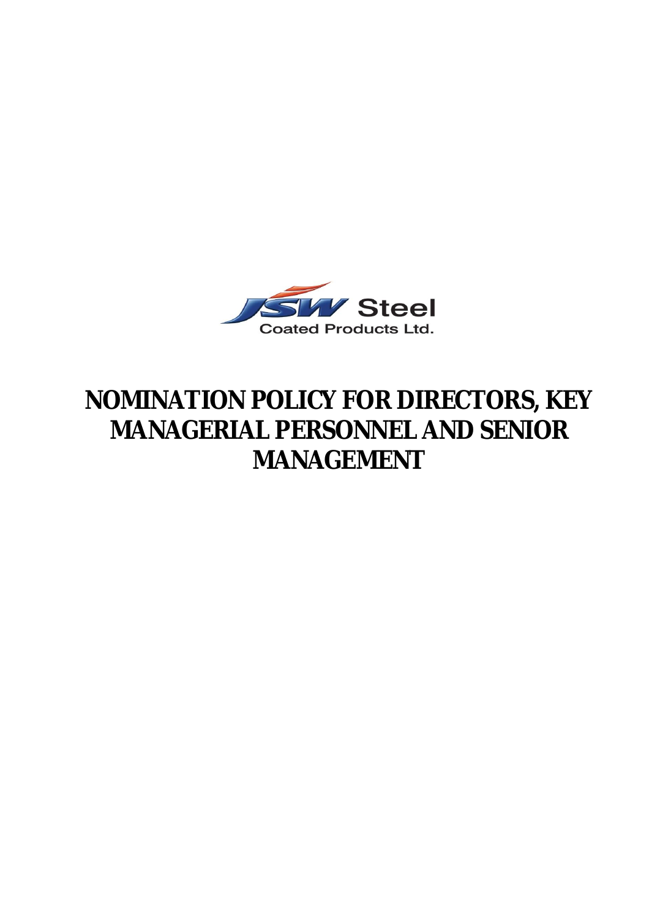JSW Steel
Coated Products Ltd.

# NOMINATION POLICY FOR DIRECTORS, KEY MANAGERIAL PERSONNEL AND SENIOR MANAGEMENT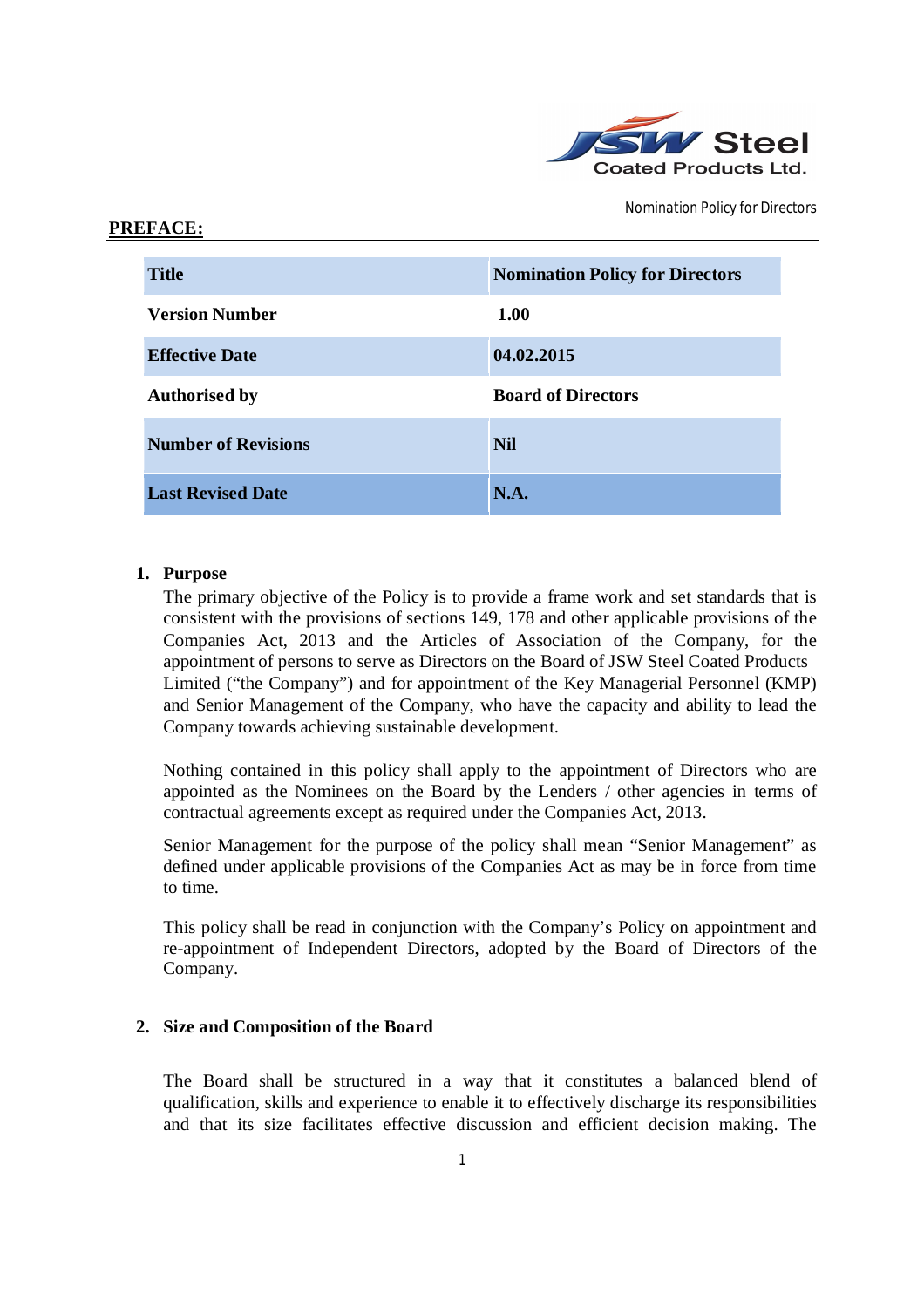## PREFACE:

| Title | Nomination Policy for Directors |
|---|---|
| Version Number | 1.00 |
| Effective Date | 04.02.2015 |
| Authorised by | Board of Directors |
| Number of Revisions | Nil |
| Last Revised Date | N.A. |

1. **Purpose**

   The primary objective of the Policy is to provide a frame work and set standards that is consistent with the provisions of sections 149, 178 and other applicable provisions of the Companies Act, 2013 and the Articles of Association of the Company, for the appointment of persons to serve as Directors on the Board of JSW Steel Coated Products Limited ("the Company") and for appointment of the Key Managerial Personnel (KMP) and Senior Management of the Company, who have the capacity and ability to lead the Company towards achieving sustainable development.

   Nothing contained in this policy shall apply to the appointment of Directors who are appointed as the Nominees on the Board by the Lenders / other agencies in terms of contractual agreements except as required under the Companies Act, 2013.

   Senior Management for the purpose of the policy shall mean "Senior Management" as defined under applicable provisions of the Companies Act as may be in force from time to time.

   This policy shall be read in conjunction with the Company's Policy on appointment and re-appointment of Independent Directors, adopted by the Board of Directors of the Company.

2. **Size and Composition of the Board**

   The Board shall be structured in a way that it constitutes a balanced blend of qualification, skills and experience to enable it to effectively discharge its responsibilities and that its size facilitates effective discussion and efficient decision making. The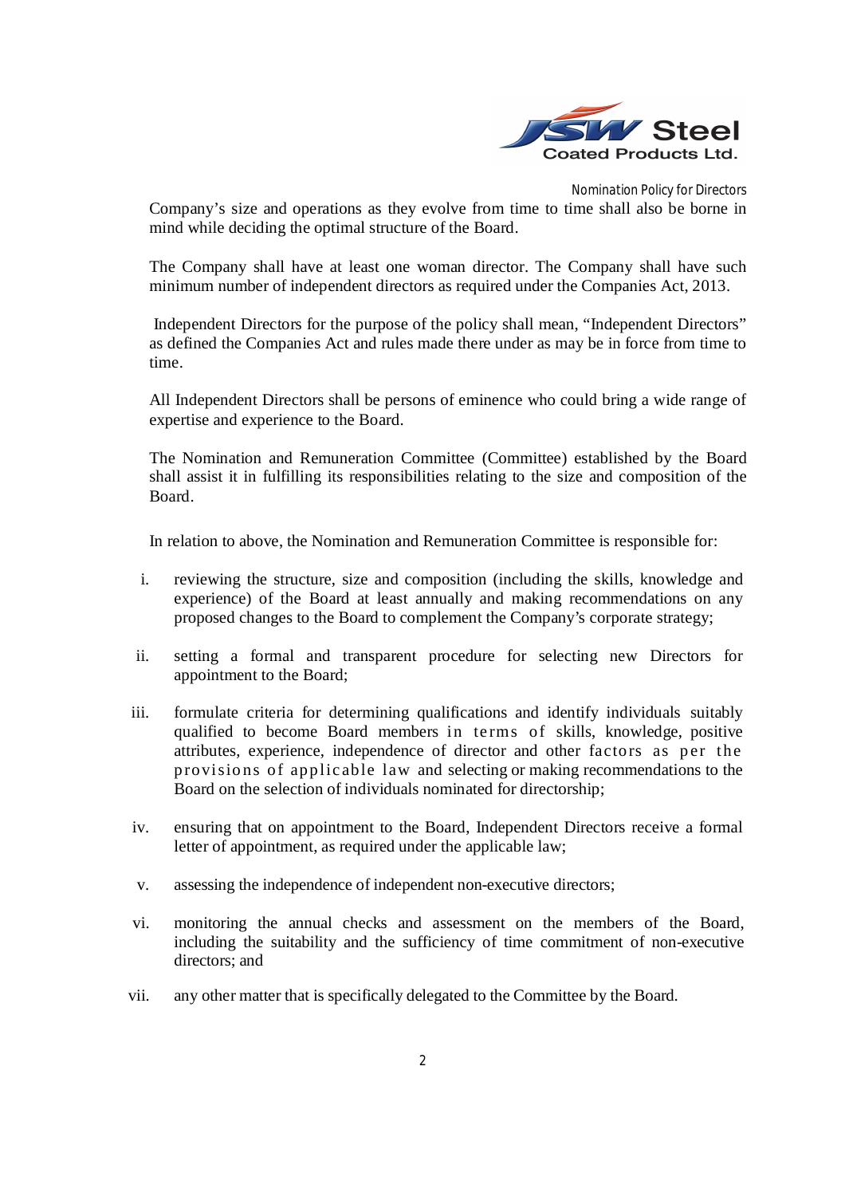Company's size and operations as they evolve from time to time shall also be borne in mind while deciding the optimal structure of the Board.

The Company shall have at least one woman director. The Company shall have such minimum number of independent directors as required under the Companies Act, 2013.

Independent Directors for the purpose of the policy shall mean, "Independent Directors" as defined the Companies Act and rules made there under as may be in force from time to time.

All Independent Directors shall be persons of eminence who could bring a wide range of expertise and experience to the Board.

The Nomination and Remuneration Committee (Committee) established by the Board shall assist it in fulfilling its responsibilities relating to the size and composition of the Board.

In relation to above, the Nomination and Remuneration Committee is responsible for:

i. reviewing the structure, size and composition (including the skills, knowledge and experience) of the Board at least annually and making recommendations on any proposed changes to the Board to complement the Company's corporate strategy;

ii. setting a formal and transparent procedure for selecting new Directors for appointment to the Board;

iii. formulate criteria for determining qualifications and identify individuals suitably qualified to become Board members in terms of skills, knowledge, positive attributes, experience, independence of director and other factors as per the provisions of applicable law and selecting or making recommendations to the Board on the selection of individuals nominated for directorship;

iv. ensuring that on appointment to the Board, Independent Directors receive a formal letter of appointment, as required under the applicable law;

v. assessing the independence of independent non-executive directors;

vi. monitoring the annual checks and assessment on the members of the Board, including the suitability and the sufficiency of time commitment of non-executive directors; and

vii. any other matter that is specifically delegated to the Committee by the Board.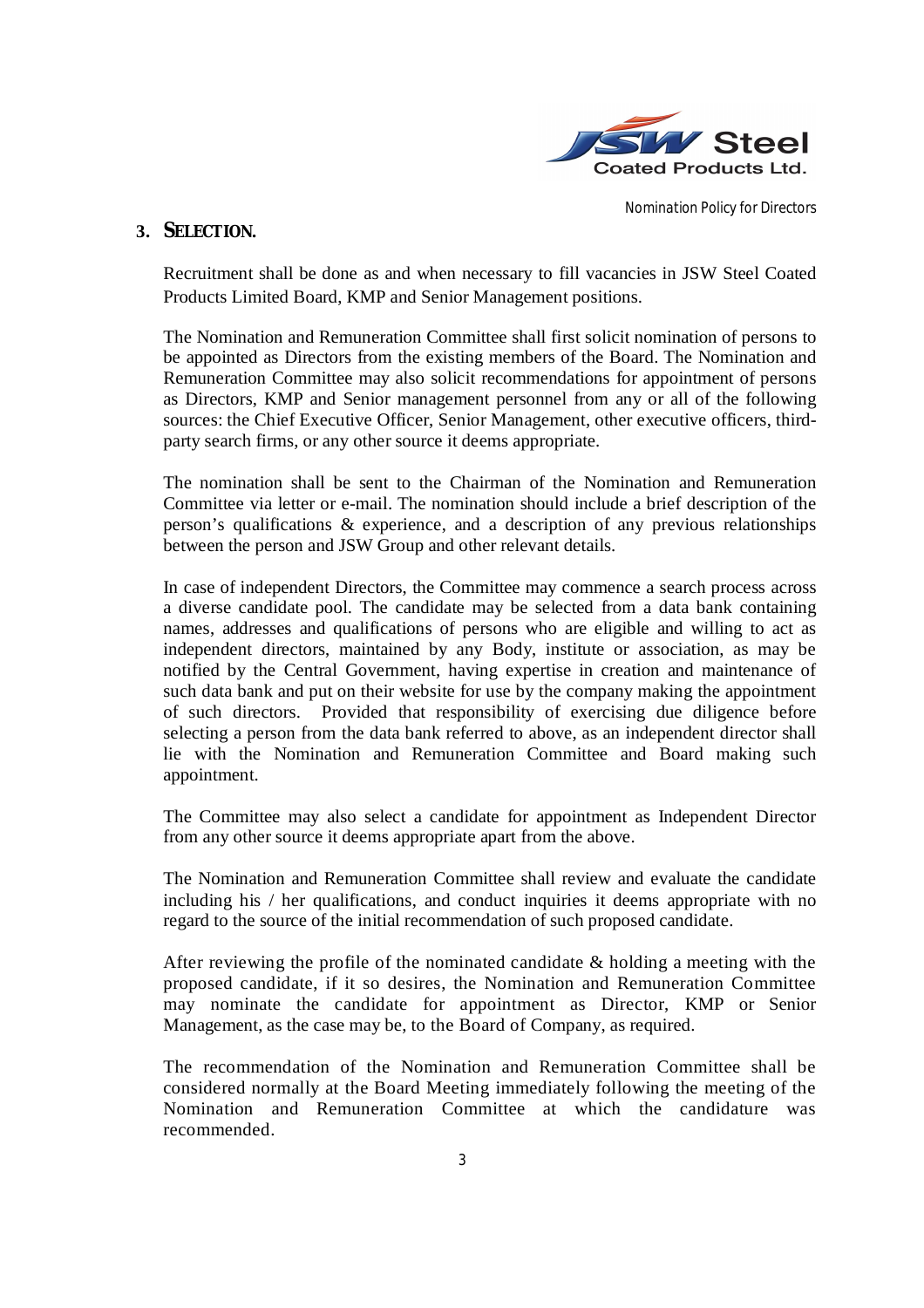## 3. SELECTION.

Recruitment shall be done as and when necessary to fill vacancies in JSW Steel Coated Products Limited Board, KMP and Senior Management positions.

The Nomination and Remuneration Committee shall first solicit nomination of persons to be appointed as Directors from the existing members of the Board. The Nomination and Remuneration Committee may also solicit recommendations for appointment of persons as Directors, KMP and Senior management personnel from any or all of the following sources: the Chief Executive Officer, Senior Management, other executive officers, third-party search firms, or any other source it deems appropriate.

The nomination shall be sent to the Chairman of the Nomination and Remuneration Committee via letter or e-mail. The nomination should include a brief description of the person's qualifications & experience, and a description of any previous relationships between the person and JSW Group and other relevant details.

In case of independent Directors, the Committee may commence a search process across a diverse candidate pool. The candidate may be selected from a data bank containing names, addresses and qualifications of persons who are eligible and willing to act as independent directors, maintained by any Body, institute or association, as may be notified by the Central Government, having expertise in creation and maintenance of such data bank and put on their website for use by the company making the appointment of such directors. Provided that responsibility of exercising due diligence before selecting a person from the data bank referred to above, as an independent director shall lie with the Nomination and Remuneration Committee and Board making such appointment.

The Committee may also select a candidate for appointment as Independent Director from any other source it deems appropriate apart from the above.

The Nomination and Remuneration Committee shall review and evaluate the candidate including his / her qualifications, and conduct inquiries it deems appropriate with no regard to the source of the initial recommendation of such proposed candidate.

After reviewing the profile of the nominated candidate & holding a meeting with the proposed candidate, if it so desires, the Nomination and Remuneration Committee may nominate the candidate for appointment as Director, KMP or Senior Management, as the case may be, to the Board of Company, as required.

The recommendation of the Nomination and Remuneration Committee shall be considered normally at the Board Meeting immediately following the meeting of the Nomination and Remuneration Committee at which the candidature was recommended.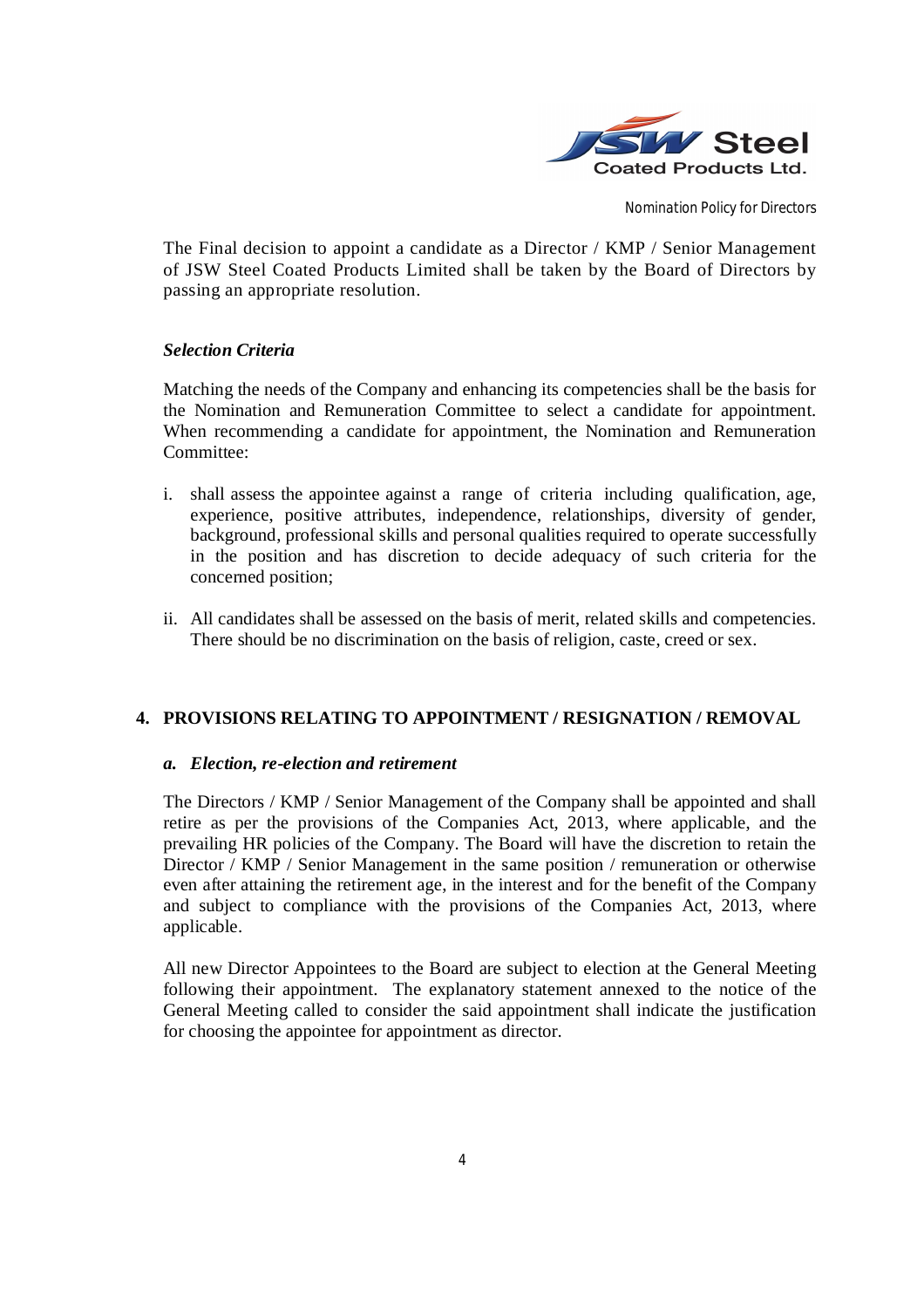The Final decision to appoint a candidate as a Director / KMP / Senior Management of JSW Steel Coated Products Limited shall be taken by the Board of Directors by passing an appropriate resolution.

***Selection Criteria***

Matching the needs of the Company and enhancing its competencies shall be the basis for the Nomination and Remuneration Committee to select a candidate for appointment. When recommending a candidate for appointment, the Nomination and Remuneration Committee:

i. shall assess the appointee against a range of criteria including qualification, age, experience, positive attributes, independence, relationships, diversity of gender, background, professional skills and personal qualities required to operate successfully in the position and has discretion to decide adequacy of such criteria for the concerned position;

ii. All candidates shall be assessed on the basis of merit, related skills and competencies. There should be no discrimination on the basis of religion, caste, creed or sex.

## 4. PROVISIONS RELATING TO APPOINTMENT / RESIGNATION / REMOVAL

***a. Election, re-election and retirement***

The Directors / KMP / Senior Management of the Company shall be appointed and shall retire as per the provisions of the Companies Act, 2013, where applicable, and the prevailing HR policies of the Company. The Board will have the discretion to retain the Director / KMP / Senior Management in the same position / remuneration or otherwise even after attaining the retirement age, in the interest and for the benefit of the Company and subject to compliance with the provisions of the Companies Act, 2013, where applicable.

All new Director Appointees to the Board are subject to election at the General Meeting following their appointment. The explanatory statement annexed to the notice of the General Meeting called to consider the said appointment shall indicate the justification for choosing the appointee for appointment as director.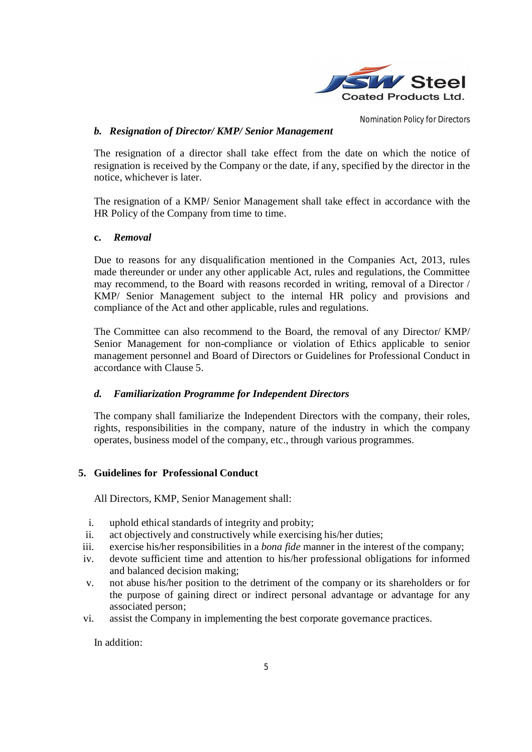### *b. Resignation of Director/ KMP/ Senior Management*

The resignation of a director shall take effect from the date on which the notice of resignation is received by the Company or the date, if any, specified by the director in the notice, whichever is later.

The resignation of a KMP/ Senior Management shall take effect in accordance with the HR Policy of the Company from time to time.

### **c.** *Removal*

Due to reasons for any disqualification mentioned in the Companies Act, 2013, rules made thereunder or under any other applicable Act, rules and regulations, the Committee may recommend, to the Board with reasons recorded in writing, removal of a Director / KMP/ Senior Management subject to the internal HR policy and provisions and compliance of the Act and other applicable, rules and regulations.

The Committee can also recommend to the Board, the removal of any Director/ KMP/ Senior Management for non-compliance or violation of Ethics applicable to senior management personnel and Board of Directors or Guidelines for Professional Conduct in accordance with Clause 5.

### *d. Familiarization Programme for Independent Directors*

The company shall familiarize the Independent Directors with the company, their roles, rights, responsibilities in the company, nature of the industry in which the company operates, business model of the company, etc., through various programmes.

## **5. Guidelines for Professional Conduct**

All Directors, KMP, Senior Management shall:

i. uphold ethical standards of integrity and probity;
ii. act objectively and constructively while exercising his/her duties;
iii. exercise his/her responsibilities in a *bona fide* manner in the interest of the company;
iv. devote sufficient time and attention to his/her professional obligations for informed and balanced decision making;
v. not abuse his/her position to the detriment of the company or its shareholders or for the purpose of gaining direct or indirect personal advantage or advantage for any associated person;
vi. assist the Company in implementing the best corporate governance practices.

In addition: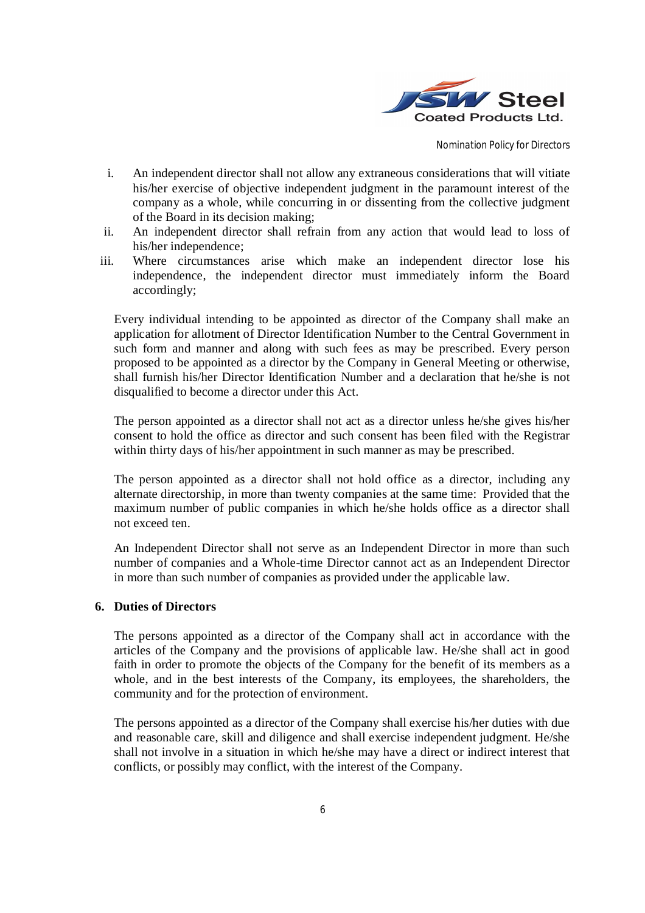i. An independent director shall not allow any extraneous considerations that will vitiate his/her exercise of objective independent judgment in the paramount interest of the company as a whole, while concurring in or dissenting from the collective judgment of the Board in its decision making;
ii. An independent director shall refrain from any action that would lead to loss of his/her independence;
iii. Where circumstances arise which make an independent director lose his independence, the independent director must immediately inform the Board accordingly;

Every individual intending to be appointed as director of the Company shall make an application for allotment of Director Identification Number to the Central Government in such form and manner and along with such fees as may be prescribed. Every person proposed to be appointed as a director by the Company in General Meeting or otherwise, shall furnish his/her Director Identification Number and a declaration that he/she is not disqualified to become a director under this Act.

The person appointed as a director shall not act as a director unless he/she gives his/her consent to hold the office as director and such consent has been filed with the Registrar within thirty days of his/her appointment in such manner as may be prescribed.

The person appointed as a director shall not hold office as a director, including any alternate directorship, in more than twenty companies at the same time: Provided that the maximum number of public companies in which he/she holds office as a director shall not exceed ten.

An Independent Director shall not serve as an Independent Director in more than such number of companies and a Whole-time Director cannot act as an Independent Director in more than such number of companies as provided under the applicable law.

## 6. Duties of Directors

The persons appointed as a director of the Company shall act in accordance with the articles of the Company and the provisions of applicable law. He/she shall act in good faith in order to promote the objects of the Company for the benefit of its members as a whole, and in the best interests of the Company, its employees, the shareholders, the community and for the protection of environment.

The persons appointed as a director of the Company shall exercise his/her duties with due and reasonable care, skill and diligence and shall exercise independent judgment. He/she shall not involve in a situation in which he/she may have a direct or indirect interest that conflicts, or possibly may conflict, with the interest of the Company.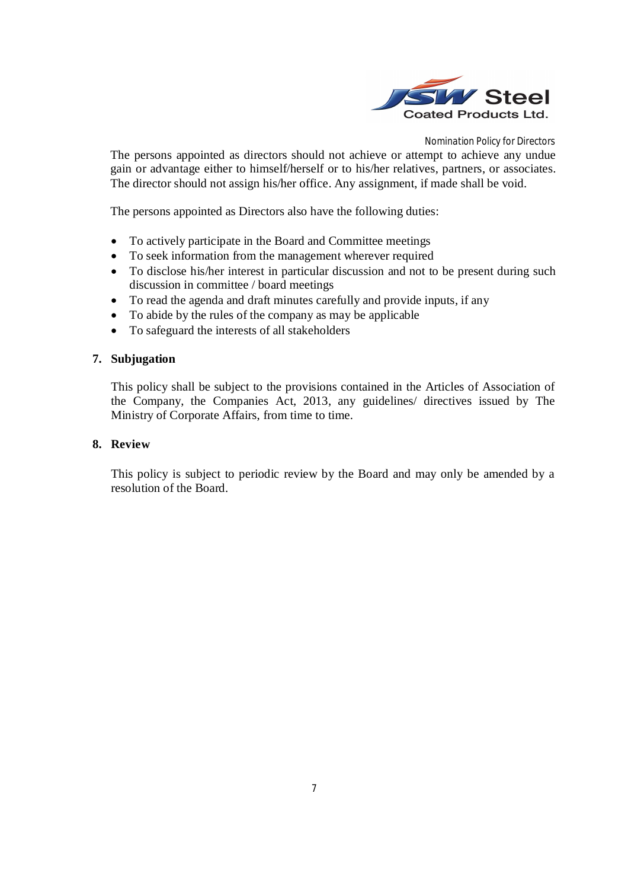The persons appointed as directors should not achieve or attempt to achieve any undue gain or advantage either to himself/herself or to his/her relatives, partners, or associates. The director should not assign his/her office. Any assignment, if made shall be void.

The persons appointed as Directors also have the following duties:

- To actively participate in the Board and Committee meetings
- To seek information from the management wherever required
- To disclose his/her interest in particular discussion and not to be present during such discussion in committee / board meetings
- To read the agenda and draft minutes carefully and provide inputs, if any
- To abide by the rules of the company as may be applicable
- To safeguard the interests of all stakeholders

## 7. Subjugation

This policy shall be subject to the provisions contained in the Articles of Association of the Company, the Companies Act, 2013, any guidelines/ directives issued by The Ministry of Corporate Affairs, from time to time.

## 8. Review

This policy is subject to periodic review by the Board and may only be amended by a resolution of the Board.